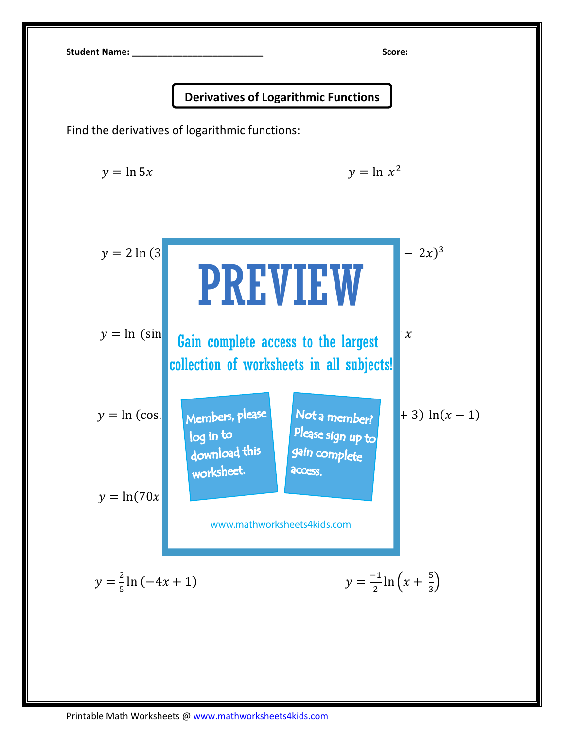Student Name: ___________________________ Score:

## Derivatives of Logarithmic Functions

Find the derivatives of logarithmic functions:

$y = \ln 5x$

$y = \ln\ x^2$

$y = 2\ln(3$

$- 2x)^3$

$y = \ln\ (\sin$

$x$

$y = \ln(\cos$

$+ 3)\ \ln(x - 1)$

$y = \ln(70x$

PREVIEW

Gain complete access to the largest collection of worksheets in all subjects!

Members, please log in to download this worksheet.

Not a member? Please sign up to gain complete access.

www.mathworksheets4kids.com

$y = \frac{2}{5}\ln(-4x + 1)$

$y = \frac{-1}{2}\ln\left(x + \frac{5}{3}\right)$

Printable Math Worksheets @ www.mathworksheets4kids.com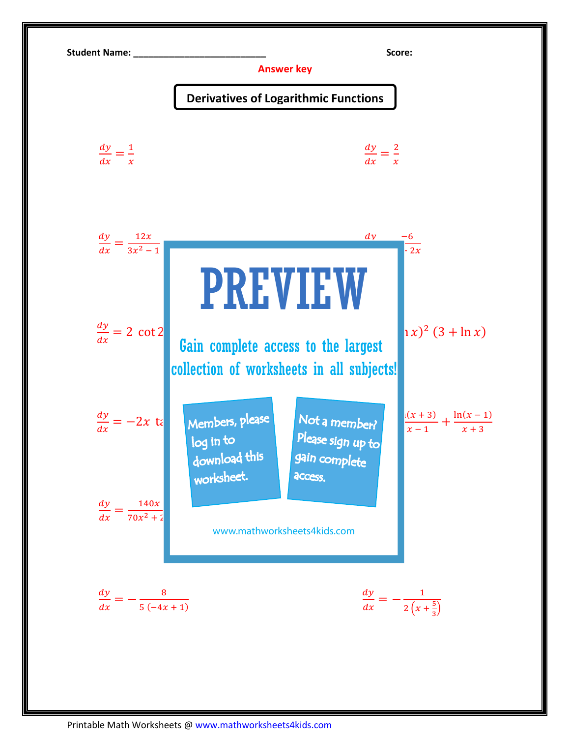Student Name: ___________________________ Score:

**Answer key**

## Derivatives of Logarithmic Functions

$\frac{dy}{dx} = \frac{1}{x}$

$\frac{dy}{dx} = \frac{2}{x}$

$\frac{dy}{dx} = \frac{12x}{3x^2 - 1}$

$\frac{dy}{dx}$ ... $\frac{-6}{\ldots 2x}$

$\frac{dy}{dx} = 2\ \cot 2$ ...

... $x)^2\ (3 + \ln x)$

PREVIEW

Gain complete access to the largest collection of worksheets in all subjects!

Members, please log in to download this worksheet.

Not a member? Please sign up to gain complete access.

www.mathworksheets4kids.com

$\frac{dy}{dx} = -2x\ \mathrm{ta}$ ...

... $\frac{(x+3)}{x-1} + \frac{\ln(x-1)}{x+3}$

$\frac{dy}{dx} = \frac{140x}{70x^2 + 2}$ ...

$\frac{dy}{dx} = -\frac{8}{5\,(-4x+1)}$

$\frac{dy}{dx} = -\frac{1}{2\left(x + \frac{5}{3}\right)}$